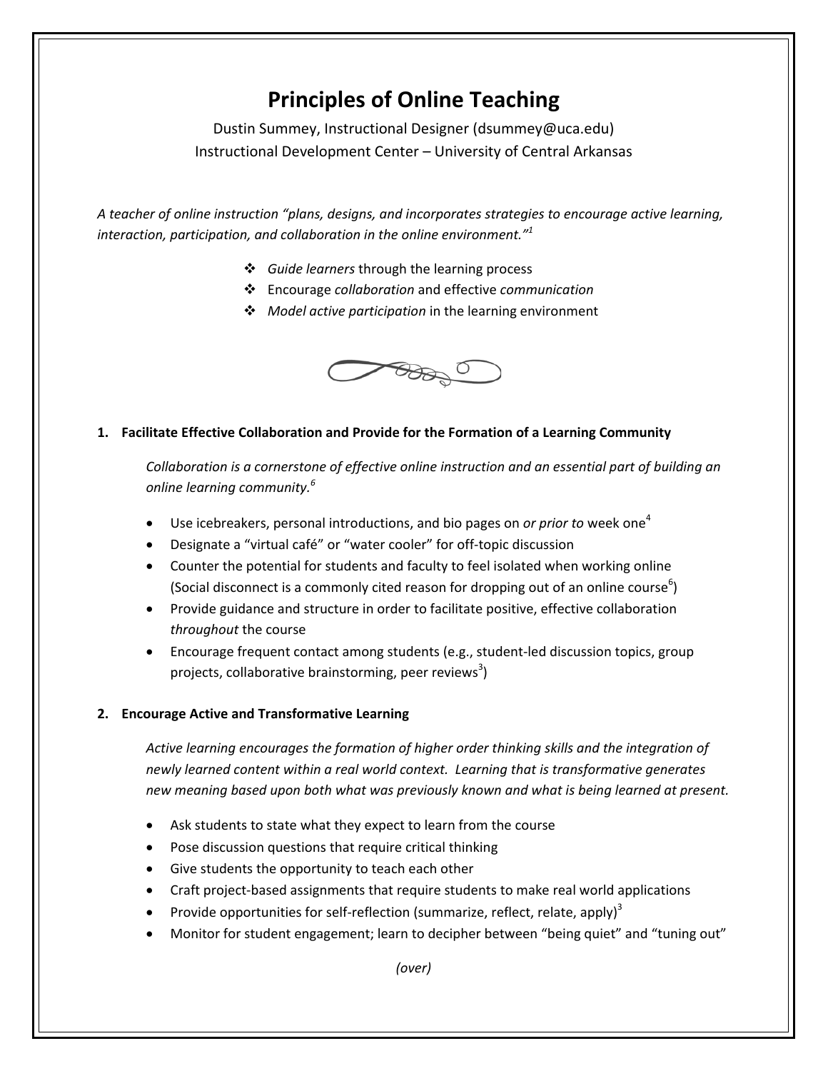# Principles of Online Teaching

Dustin Summey, Instructional Designer (dsummey@uca.edu)
Instructional Development Center – University of Central Arkansas

*A teacher of online instruction "plans, designs, and incorporates strategies to encourage active learning, interaction, participation, and collaboration in the online environment."*[1]

- *Guide learners* through the learning process
- Encourage *collaboration* and effective *communication*
- *Model active participation* in the learning environment

### 1. Facilitate Effective Collaboration and Provide for the Formation of a Learning Community

*Collaboration is a cornerstone of effective online instruction and an essential part of building an online learning community.*[6]

- Use icebreakers, personal introductions, and bio pages on *or prior to* week one[4]
- Designate a "virtual café" or "water cooler" for off-topic discussion
- Counter the potential for students and faculty to feel isolated when working online (Social disconnect is a commonly cited reason for dropping out of an online course[6])
- Provide guidance and structure in order to facilitate positive, effective collaboration *throughout* the course
- Encourage frequent contact among students (e.g., student-led discussion topics, group projects, collaborative brainstorming, peer reviews[3])

### 2. Encourage Active and Transformative Learning

*Active learning encourages the formation of higher order thinking skills and the integration of newly learned content within a real world context. Learning that is transformative generates new meaning based upon both what was previously known and what is being learned at present.*

- Ask students to state what they expect to learn from the course
- Pose discussion questions that require critical thinking
- Give students the opportunity to teach each other
- Craft project-based assignments that require students to make real world applications
- Provide opportunities for self-reflection (summarize, reflect, relate, apply)[3]
- Monitor for student engagement; learn to decipher between "being quiet" and "tuning out"

*(over)*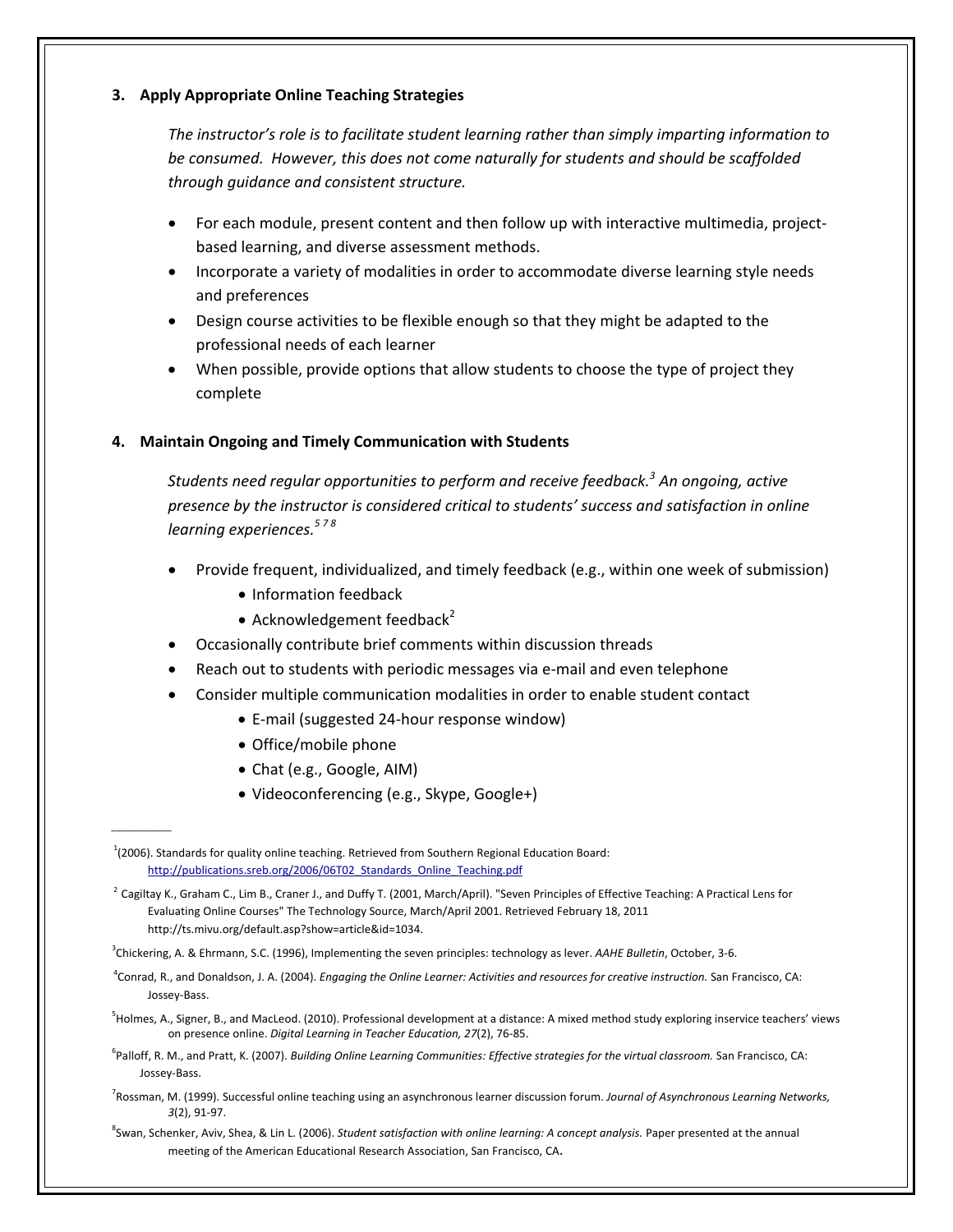### 3. Apply Appropriate Online Teaching Strategies

*The instructor's role is to facilitate student learning rather than simply imparting information to be consumed. However, this does not come naturally for students and should be scaffolded through guidance and consistent structure.*

- For each module, present content and then follow up with interactive multimedia, project-based learning, and diverse assessment methods.
- Incorporate a variety of modalities in order to accommodate diverse learning style needs and preferences
- Design course activities to be flexible enough so that they might be adapted to the professional needs of each learner
- When possible, provide options that allow students to choose the type of project they complete

### 4. Maintain Ongoing and Timely Communication with Students

*Students need regular opportunities to perform and receive feedback.[3] An ongoing, active presence by the instructor is considered critical to students' success and satisfaction in online learning experiences.[5 7 8]*

- Provide frequent, individualized, and timely feedback (e.g., within one week of submission)
  - Information feedback
  - Acknowledgement feedback[2]
- Occasionally contribute brief comments within discussion threads
- Reach out to students with periodic messages via e-mail and even telephone
- Consider multiple communication modalities in order to enable student contact
  - E-mail (suggested 24-hour response window)
  - Office/mobile phone
  - Chat (e.g., Google, AIM)
  - Videoconferencing (e.g., Skype, Google+)

---

[1](2006). Standards for quality online teaching. Retrieved from Southern Regional Education Board: http://publications.sreb.org/2006/06T02_Standards_Online_Teaching.pdf

[2] Cagiltay K., Graham C., Lim B., Craner J., and Duffy T. (2001, March/April). "Seven Principles of Effective Teaching: A Practical Lens for Evaluating Online Courses" The Technology Source, March/April 2001. Retrieved February 18, 2011 http://ts.mivu.org/default.asp?show=article&id=1034.

[3]Chickering, A. & Ehrmann, S.C. (1996), Implementing the seven principles: technology as lever. *AAHE Bulletin*, October, 3-6.

[4]Conrad, R., and Donaldson, J. A. (2004). *Engaging the Online Learner: Activities and resources for creative instruction.* San Francisco, CA: Jossey-Bass.

[5]Holmes, A., Signer, B., and MacLeod. (2010). Professional development at a distance: A mixed method study exploring inservice teachers' views on presence online. *Digital Learning in Teacher Education, 27*(2), 76-85.

[6]Palloff, R. M., and Pratt, K. (2007). *Building Online Learning Communities: Effective strategies for the virtual classroom.* San Francisco, CA: Jossey-Bass.

[7]Rossman, M. (1999). Successful online teaching using an asynchronous learner discussion forum. *Journal of Asynchronous Learning Networks, 3*(2), 91-97.

[8]Swan, Schenker, Aviv, Shea, & Lin L. (2006). *Student satisfaction with online learning: A concept analysis.* Paper presented at the annual meeting of the American Educational Research Association, San Francisco, CA.